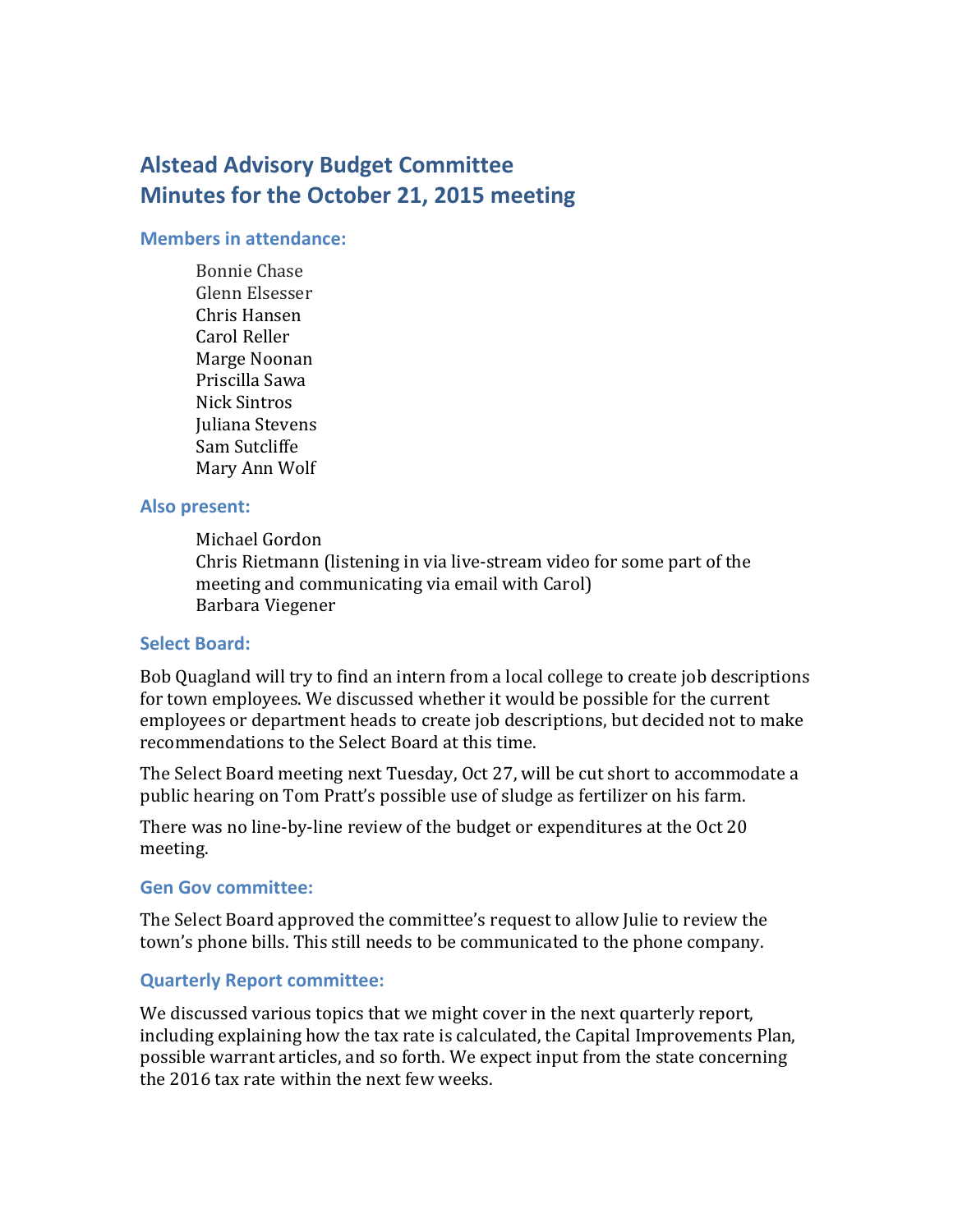# Alstead Advisory Budget Committee
# Minutes for the October 21, 2015 meeting

### Members in attendance:

Bonnie Chase
Glenn Elsesser
Chris Hansen
Carol Reller
Marge Noonan
Priscilla Sawa
Nick Sintros
Juliana Stevens
Sam Sutcliffe
Mary Ann Wolf

### Also present:

Michael Gordon
Chris Rietmann (listening in via live-stream video for some part of the meeting and communicating via email with Carol)
Barbara Viegener

### Select Board:

Bob Quagland will try to find an intern from a local college to create job descriptions for town employees. We discussed whether it would be possible for the current employees or department heads to create job descriptions, but decided not to make recommendations to the Select Board at this time.

The Select Board meeting next Tuesday, Oct 27, will be cut short to accommodate a public hearing on Tom Pratt's possible use of sludge as fertilizer on his farm.

There was no line-by-line review of the budget or expenditures at the Oct 20 meeting.

### Gen Gov committee:

The Select Board approved the committee's request to allow Julie to review the town's phone bills. This still needs to be communicated to the phone company.

### Quarterly Report committee:

We discussed various topics that we might cover in the next quarterly report, including explaining how the tax rate is calculated, the Capital Improvements Plan, possible warrant articles, and so forth. We expect input from the state concerning the 2016 tax rate within the next few weeks.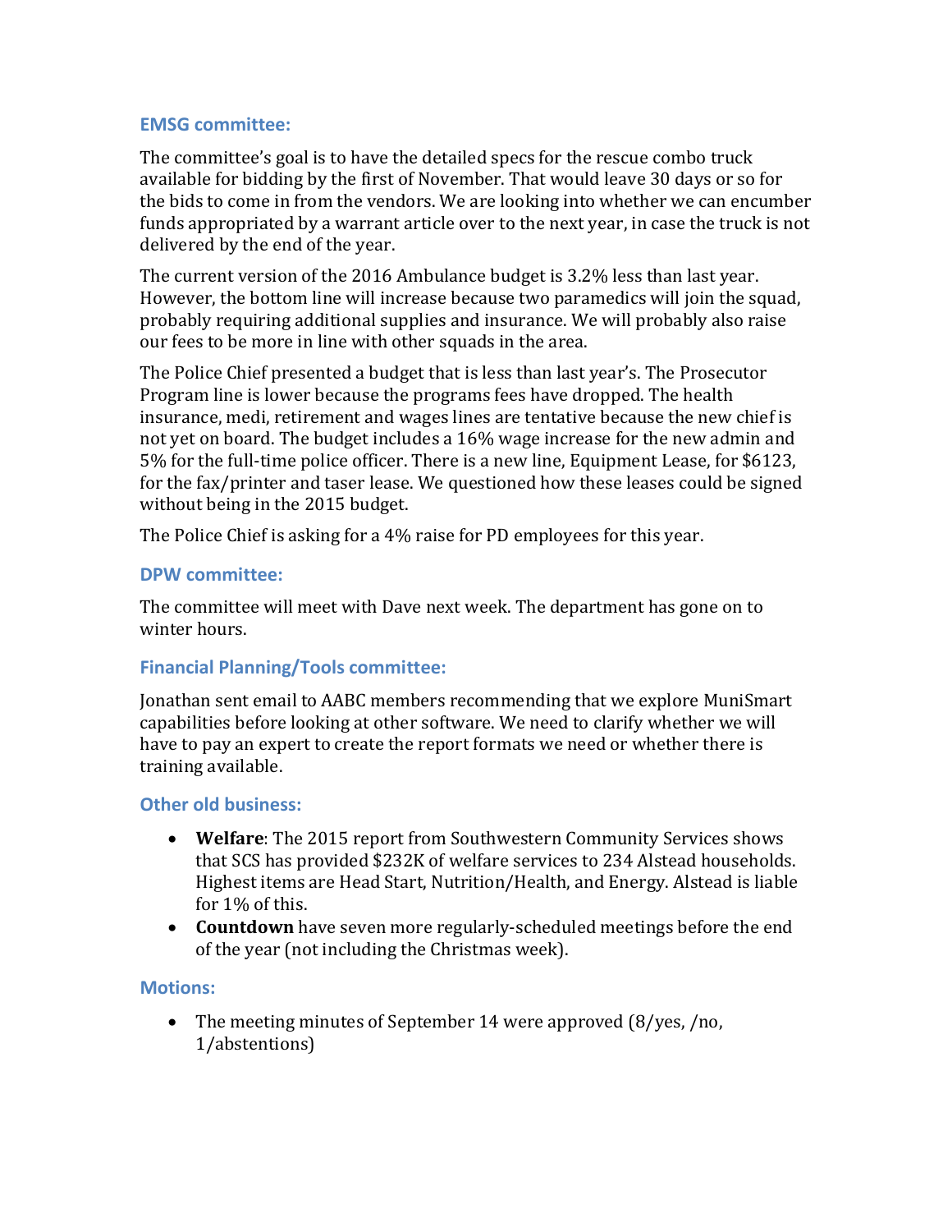### EMSG committee:

The committee's goal is to have the detailed specs for the rescue combo truck available for bidding by the first of November. That would leave 30 days or so for the bids to come in from the vendors. We are looking into whether we can encumber funds appropriated by a warrant article over to the next year, in case the truck is not delivered by the end of the year.

The current version of the 2016 Ambulance budget is 3.2% less than last year. However, the bottom line will increase because two paramedics will join the squad, probably requiring additional supplies and insurance. We will probably also raise our fees to be more in line with other squads in the area.

The Police Chief presented a budget that is less than last year's. The Prosecutor Program line is lower because the programs fees have dropped. The health insurance, medi, retirement and wages lines are tentative because the new chief is not yet on board. The budget includes a 16% wage increase for the new admin and 5% for the full-time police officer. There is a new line, Equipment Lease, for $6123, for the fax/printer and taser lease. We questioned how these leases could be signed without being in the 2015 budget.

The Police Chief is asking for a 4% raise for PD employees for this year.

### DPW committee:

The committee will meet with Dave next week. The department has gone on to winter hours.

### Financial Planning/Tools committee:

Jonathan sent email to AABC members recommending that we explore MuniSmart capabilities before looking at other software. We need to clarify whether we will have to pay an expert to create the report formats we need or whether there is training available.

### Other old business:

- **Welfare**: The 2015 report from Southwestern Community Services shows that SCS has provided $232K of welfare services to 234 Alstead households. Highest items are Head Start, Nutrition/Health, and Energy. Alstead is liable for 1% of this.
- **Countdown** have seven more regularly-scheduled meetings before the end of the year (not including the Christmas week).

### Motions:

- The meeting minutes of September 14 were approved (8/yes, /no, 1/abstentions)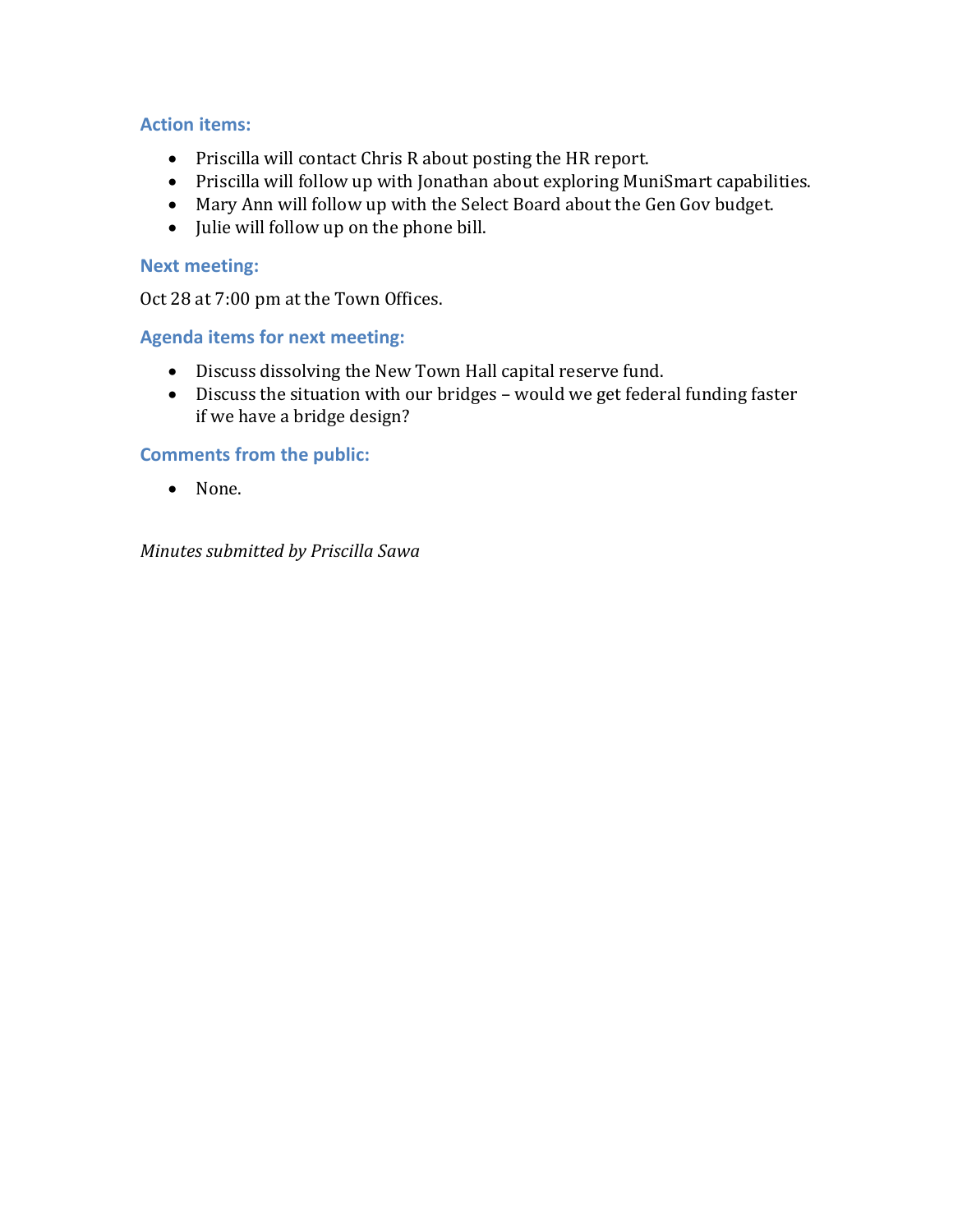### Action items:

- Priscilla will contact Chris R about posting the HR report.
- Priscilla will follow up with Jonathan about exploring MuniSmart capabilities.
- Mary Ann will follow up with the Select Board about the Gen Gov budget.
- Julie will follow up on the phone bill.

### Next meeting:

Oct 28 at 7:00 pm at the Town Offices.

### Agenda items for next meeting:

- Discuss dissolving the New Town Hall capital reserve fund.
- Discuss the situation with our bridges – would we get federal funding faster if we have a bridge design?

### Comments from the public:

- None.

*Minutes submitted by Priscilla Sawa*